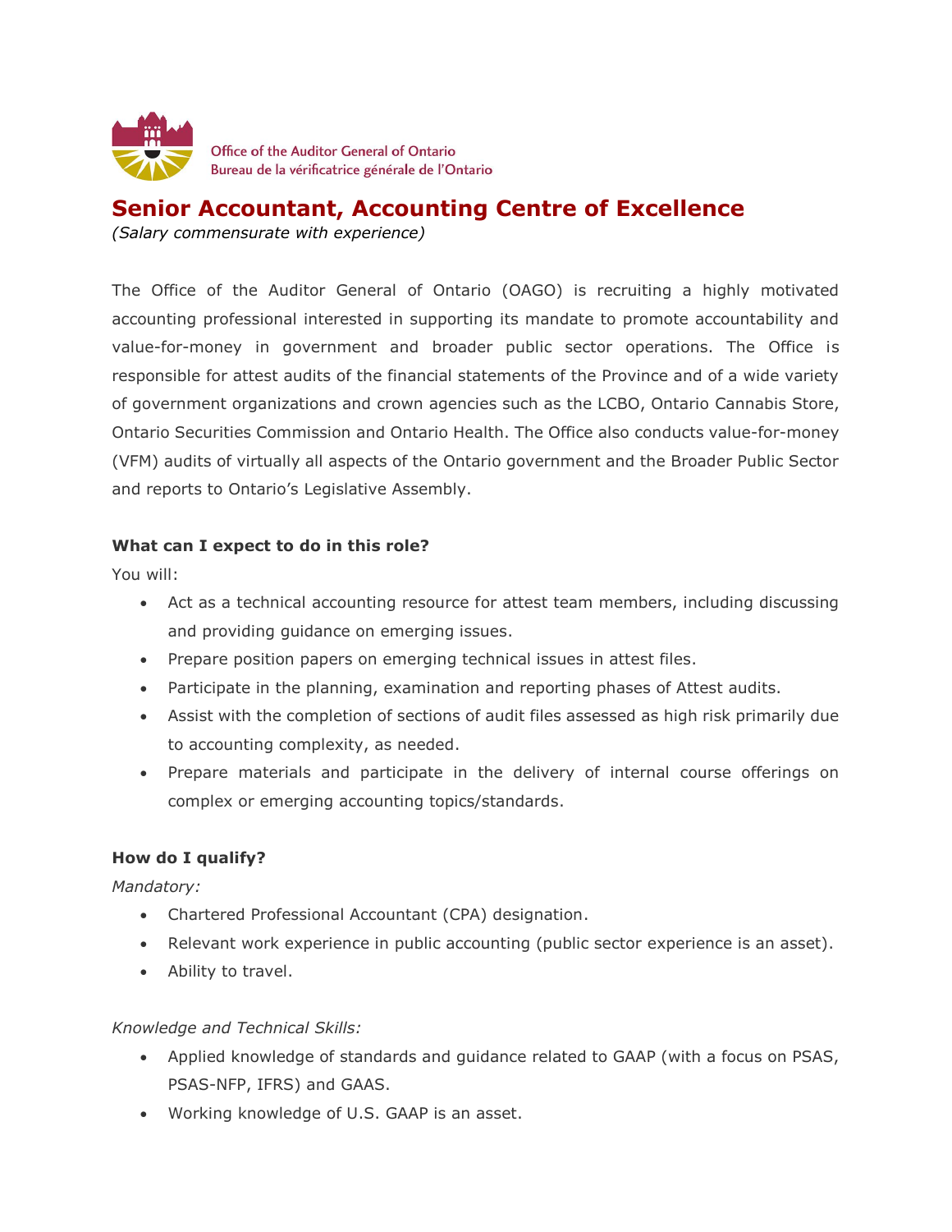Office of the Auditor General of Ontario
Bureau de la vérificatrice générale de l'Ontario

# Senior Accountant, Accounting Centre of Excellence

*(Salary commensurate with experience)*

The Office of the Auditor General of Ontario (OAGO) is recruiting a highly motivated accounting professional interested in supporting its mandate to promote accountability and value-for-money in government and broader public sector operations. The Office is responsible for attest audits of the financial statements of the Province and of a wide variety of government organizations and crown agencies such as the LCBO, Ontario Cannabis Store, Ontario Securities Commission and Ontario Health. The Office also conducts value-for-money (VFM) audits of virtually all aspects of the Ontario government and the Broader Public Sector and reports to Ontario's Legislative Assembly.

**What can I expect to do in this role?**

You will:

- Act as a technical accounting resource for attest team members, including discussing and providing guidance on emerging issues.
- Prepare position papers on emerging technical issues in attest files.
- Participate in the planning, examination and reporting phases of Attest audits.
- Assist with the completion of sections of audit files assessed as high risk primarily due to accounting complexity, as needed.
- Prepare materials and participate in the delivery of internal course offerings on complex or emerging accounting topics/standards.

**How do I qualify?**

*Mandatory:*

- Chartered Professional Accountant (CPA) designation.
- Relevant work experience in public accounting (public sector experience is an asset).
- Ability to travel.

*Knowledge and Technical Skills:*

- Applied knowledge of standards and guidance related to GAAP (with a focus on PSAS, PSAS-NFP, IFRS) and GAAS.
- Working knowledge of U.S. GAAP is an asset.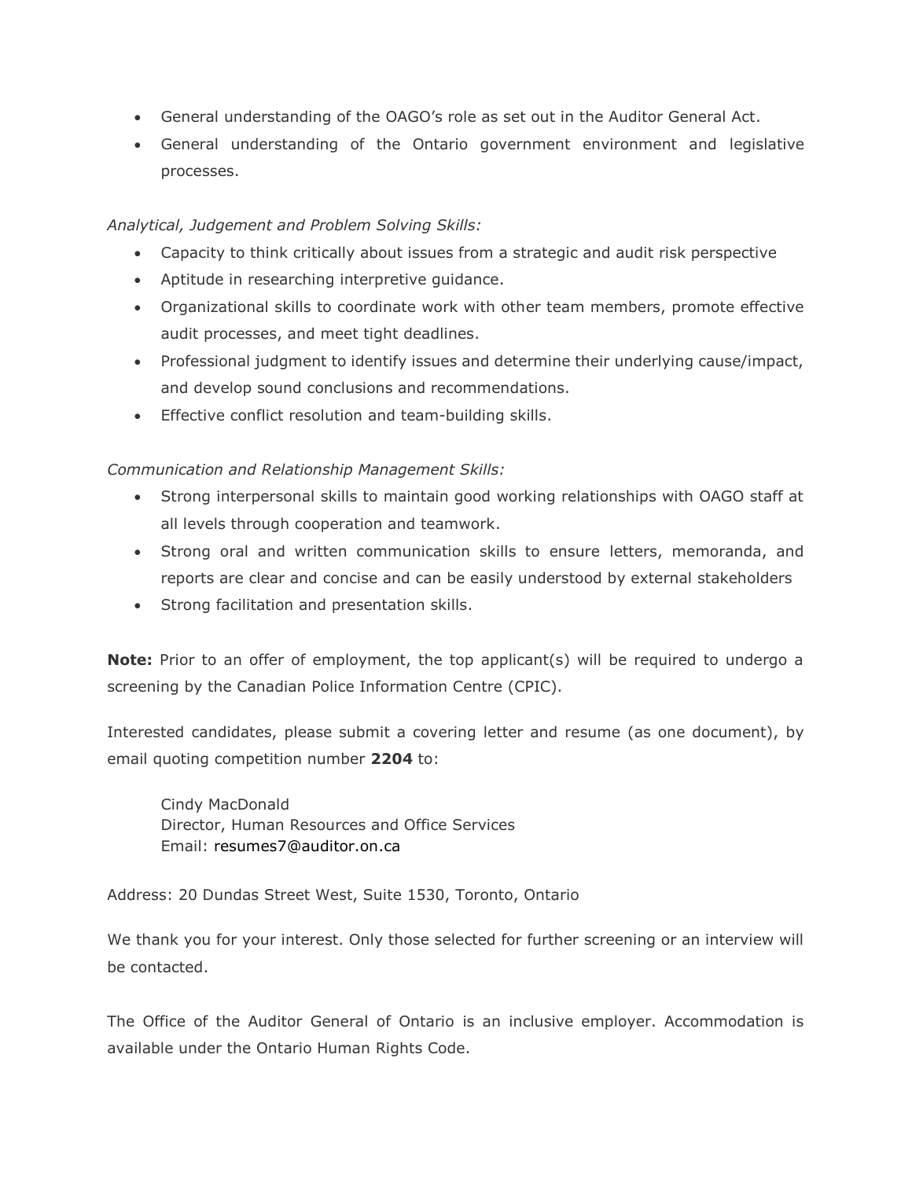- General understanding of the OAGO's role as set out in the Auditor General Act.
- General understanding of the Ontario government environment and legislative processes.

*Analytical, Judgement and Problem Solving Skills:*

- Capacity to think critically about issues from a strategic and audit risk perspective
- Aptitude in researching interpretive guidance.
- Organizational skills to coordinate work with other team members, promote effective audit processes, and meet tight deadlines.
- Professional judgment to identify issues and determine their underlying cause/impact, and develop sound conclusions and recommendations.
- Effective conflict resolution and team-building skills.

*Communication and Relationship Management Skills:*

- Strong interpersonal skills to maintain good working relationships with OAGO staff at all levels through cooperation and teamwork.
- Strong oral and written communication skills to ensure letters, memoranda, and reports are clear and concise and can be easily understood by external stakeholders
- Strong facilitation and presentation skills.

**Note:** Prior to an offer of employment, the top applicant(s) will be required to undergo a screening by the Canadian Police Information Centre (CPIC).

Interested candidates, please submit a covering letter and resume (as one document), by email quoting competition number **2204** to:

Cindy MacDonald
Director, Human Resources and Office Services
Email: resumes7@auditor.on.ca

Address: 20 Dundas Street West, Suite 1530, Toronto, Ontario

We thank you for your interest. Only those selected for further screening or an interview will be contacted.

The Office of the Auditor General of Ontario is an inclusive employer. Accommodation is available under the Ontario Human Rights Code.